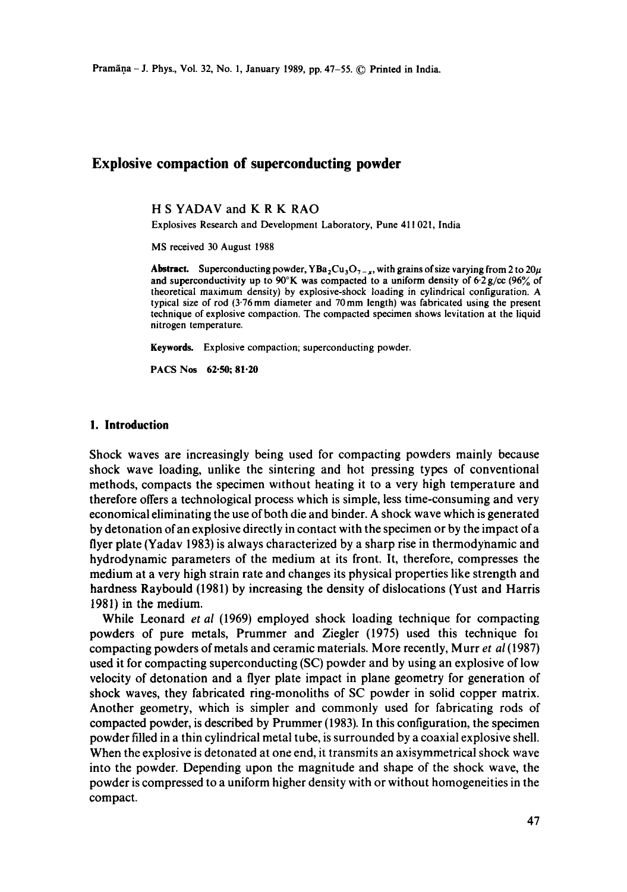# Explosive compaction of superconducting powder

H S YADAV and K R K RAO

Explosives Research and Development Laboratory, Pune 411 021, India

MS received 30 August 1988

**Abstract.** Superconducting powder, $YBa_2Cu_3O_{7-x}$, with grains of size varying from 2 to 20$\mu$ and superconductivity up to 90°K was compacted to a uniform density of 6·2 g/cc (96% of theoretical maximum density) by explosive-shock loading in cylindrical configuration. A typical size of rod (3·76 mm diameter and 70 mm length) was fabricated using the present technique of explosive compaction. The compacted specimen shows levitation at the liquid nitrogen temperature.

**Keywords.** Explosive compaction; superconducting powder.

**PACS Nos 62·50; 81·20**

## 1. Introduction

Shock waves are increasingly being used for compacting powders mainly because shock wave loading, unlike the sintering and hot pressing types of conventional methods, compacts the specimen without heating it to a very high temperature and therefore offers a technological process which is simple, less time-consuming and very economical eliminating the use of both die and binder. A shock wave which is generated by detonation of an explosive directly in contact with the specimen or by the impact of a flyer plate (Yadav 1983) is always characterized by a sharp rise in thermodynamic and hydrodynamic parameters of the medium at its front. It, therefore, compresses the medium at a very high strain rate and changes its physical properties like strength and hardness Raybould (1981) by increasing the density of dislocations (Yust and Harris 1981) in the medium.

While Leonard *et al* (1969) employed shock loading technique for compacting powders of pure metals, Prummer and Ziegler (1975) used this technique foı compacting powders of metals and ceramic materials. More recently, Murr *et al* (1987) used it for compacting superconducting (SC) powder and by using an explosive of low velocity of detonation and a flyer plate impact in plane geometry for generation of shock waves, they fabricated ring-monoliths of SC powder in solid copper matrix. Another geometry, which is simpler and commonly used for fabricating rods of compacted powder, is described by Prummer (1983). In this configuration, the specimen powder filled in a thin cylindrical metal tube, is surrounded by a coaxial explosive shell. When the explosive is detonated at one end, it transmits an axisymmetrical shock wave into the powder. Depending upon the magnitude and shape of the shock wave, the powder is compressed to a uniform higher density with or without homogeneities in the compact.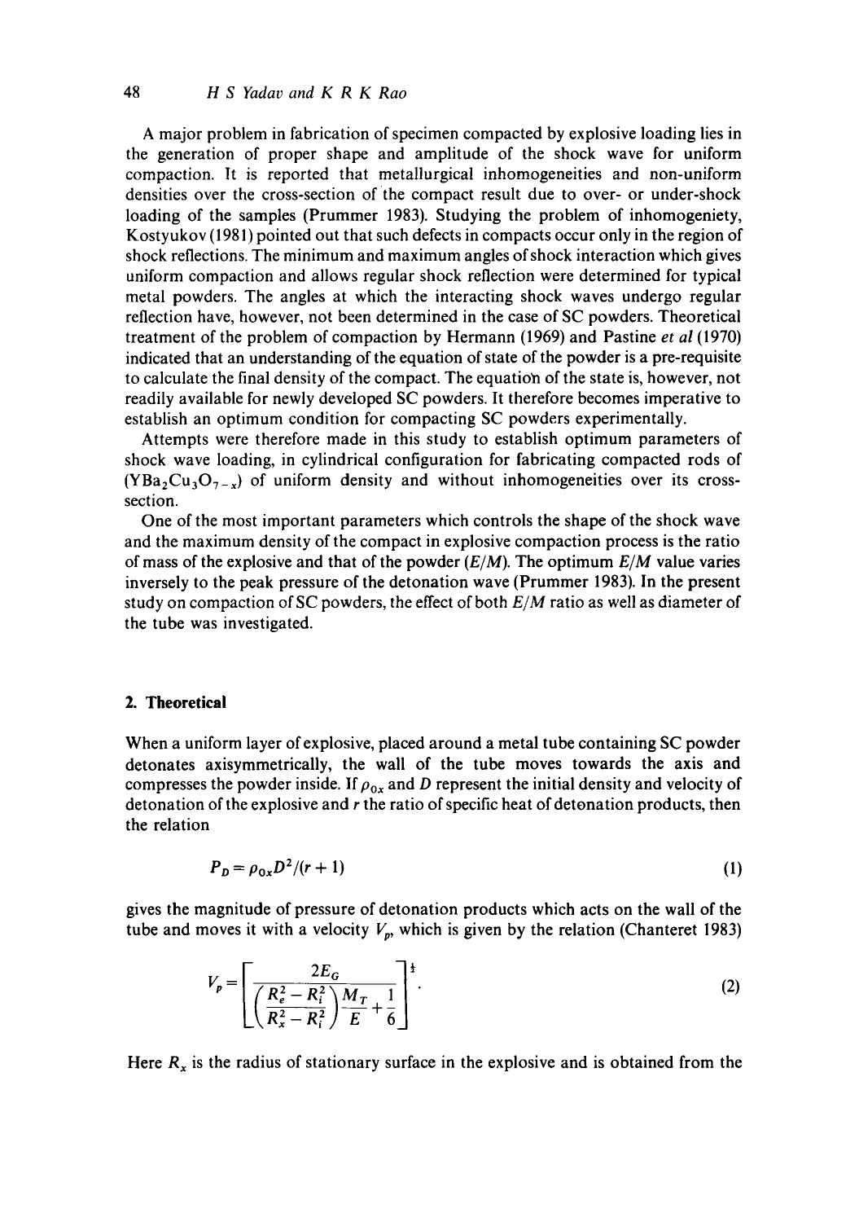A major problem in fabrication of specimen compacted by explosive loading lies in the generation of proper shape and amplitude of the shock wave for uniform compaction. It is reported that metallurgical inhomogeneities and non-uniform densities over the cross-section of the compact result due to over- or under-shock loading of the samples (Prummer 1983). Studying the problem of inhomogeniety, Kostyukov (1981) pointed out that such defects in compacts occur only in the region of shock reflections. The minimum and maximum angles of shock interaction which gives uniform compaction and allows regular shock reflection were determined for typical metal powders. The angles at which the interacting shock waves undergo regular reflection have, however, not been determined in the case of SC powders. Theoretical treatment of the problem of compaction by Hermann (1969) and Pastine *et al* (1970) indicated that an understanding of the equation of state of the powder is a pre-requisite to calculate the final density of the compact. The equation of the state is, however, not readily available for newly developed SC powders. It therefore becomes imperative to establish an optimum condition for compacting SC powders experimentally.

Attempts were therefore made in this study to establish optimum parameters of shock wave loading, in cylindrical configuration for fabricating compacted rods of ($YBa_2Cu_3O_{7-x}$) of uniform density and without inhomogeneities over its cross-section.

One of the most important parameters which controls the shape of the shock wave and the maximum density of the compact in explosive compaction process is the ratio of mass of the explosive and that of the powder ($E/M$). The optimum $E/M$ value varies inversely to the peak pressure of the detonation wave (Prummer 1983). In the present study on compaction of SC powders, the effect of both $E/M$ ratio as well as diameter of the tube was investigated.

## 2. Theoretical

When a uniform layer of explosive, placed around a metal tube containing SC powder detonates axisymmetrically, the wall of the tube moves towards the axis and compresses the powder inside. If $\rho_{0x}$ and $D$ represent the initial density and velocity of detonation of the explosive and $r$ the ratio of specific heat of detonation products, then the relation

$$P_D = \rho_{0x} D^2/(r+1) \tag{1}$$

gives the magnitude of pressure of detonation products which acts on the wall of the tube and moves it with a velocity $V_p$, which is given by the relation (Chanteret 1983)

$$V_p = \left[ \frac{2E_G}{\left( \dfrac{R_e^2 - R_i^2}{R_x^2 - R_i^2} \right) \dfrac{M_T}{E} + \dfrac{1}{6}} \right]^{\frac{1}{2}}. \tag{2}$$

Here $R_x$ is the radius of stationary surface in the explosive and is obtained from the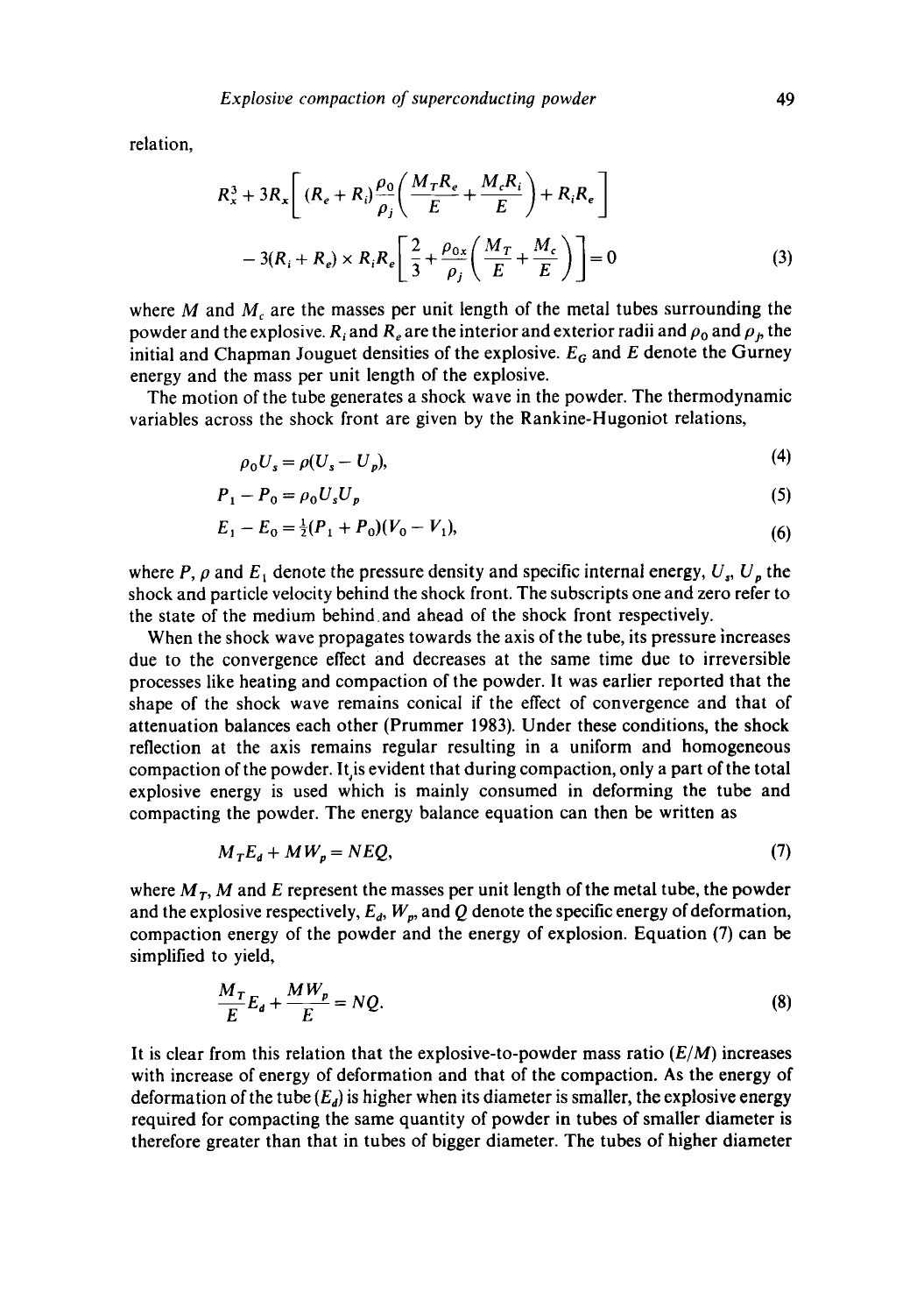relation,

$$R_x^3 + 3R_x\left[(R_e + R_i)\frac{\rho_0}{\rho_j}\left(\frac{M_T R_e}{E} + \frac{M_c R_i}{E}\right) + R_i R_e\right]$$

$$- 3(R_i + R_e) \times R_i R_e\left[\frac{2}{3} + \frac{\rho_{0x}}{\rho_j}\left(\frac{M_T}{E} + \frac{M_c}{E}\right)\right] = 0 \tag{3}$$

where $M$ and $M_c$ are the masses per unit length of the metal tubes surrounding the powder and the explosive. $R_i$ and $R_e$ are the interior and exterior radii and $\rho_0$ and $\rho_j$, the initial and Chapman Jouguet densities of the explosive. $E_G$ and $E$ denote the Gurney energy and the mass per unit length of the explosive.

The motion of the tube generates a shock wave in the powder. The thermodynamic variables across the shock front are given by the Rankine-Hugoniot relations,

$$\rho_0 U_s = \rho(U_s - U_p), \tag{4}$$

$$P_1 - P_0 = \rho_0 U_s U_p \tag{5}$$

$$E_1 - E_0 = \tfrac{1}{2}(P_1 + P_0)(V_0 - V_1), \tag{6}$$

where $P$, $\rho$ and $E_1$ denote the pressure density and specific internal energy, $U_s$, $U_p$ the shock and particle velocity behind the shock front. The subscripts one and zero refer to the state of the medium behind and ahead of the shock front respectively.

When the shock wave propagates towards the axis of the tube, its pressure increases due to the convergence effect and decreases at the same time due to irreversible processes like heating and compaction of the powder. It was earlier reported that the shape of the shock wave remains conical if the effect of convergence and that of attenuation balances each other (Prummer 1983). Under these conditions, the shock reflection at the axis remains regular resulting in a uniform and homogeneous compaction of the powder. It is evident that during compaction, only a part of the total explosive energy is used which is mainly consumed in deforming the tube and compacting the powder. The energy balance equation can then be written as

$$M_T E_d + M W_p = NEQ, \tag{7}$$

where $M_T$, $M$ and $E$ represent the masses per unit length of the metal tube, the powder and the explosive respectively, $E_d$, $W_p$, and $Q$ denote the specific energy of deformation, compaction energy of the powder and the energy of explosion. Equation (7) can be simplified to yield,

$$\frac{M_T}{E}E_d + \frac{MW_p}{E} = NQ. \tag{8}$$

It is clear from this relation that the explosive-to-powder mass ratio ($E/M$) increases with increase of energy of deformation and that of the compaction. As the energy of deformation of the tube ($E_d$) is higher when its diameter is smaller, the explosive energy required for compacting the same quantity of powder in tubes of smaller diameter is therefore greater than that in tubes of bigger diameter. The tubes of higher diameter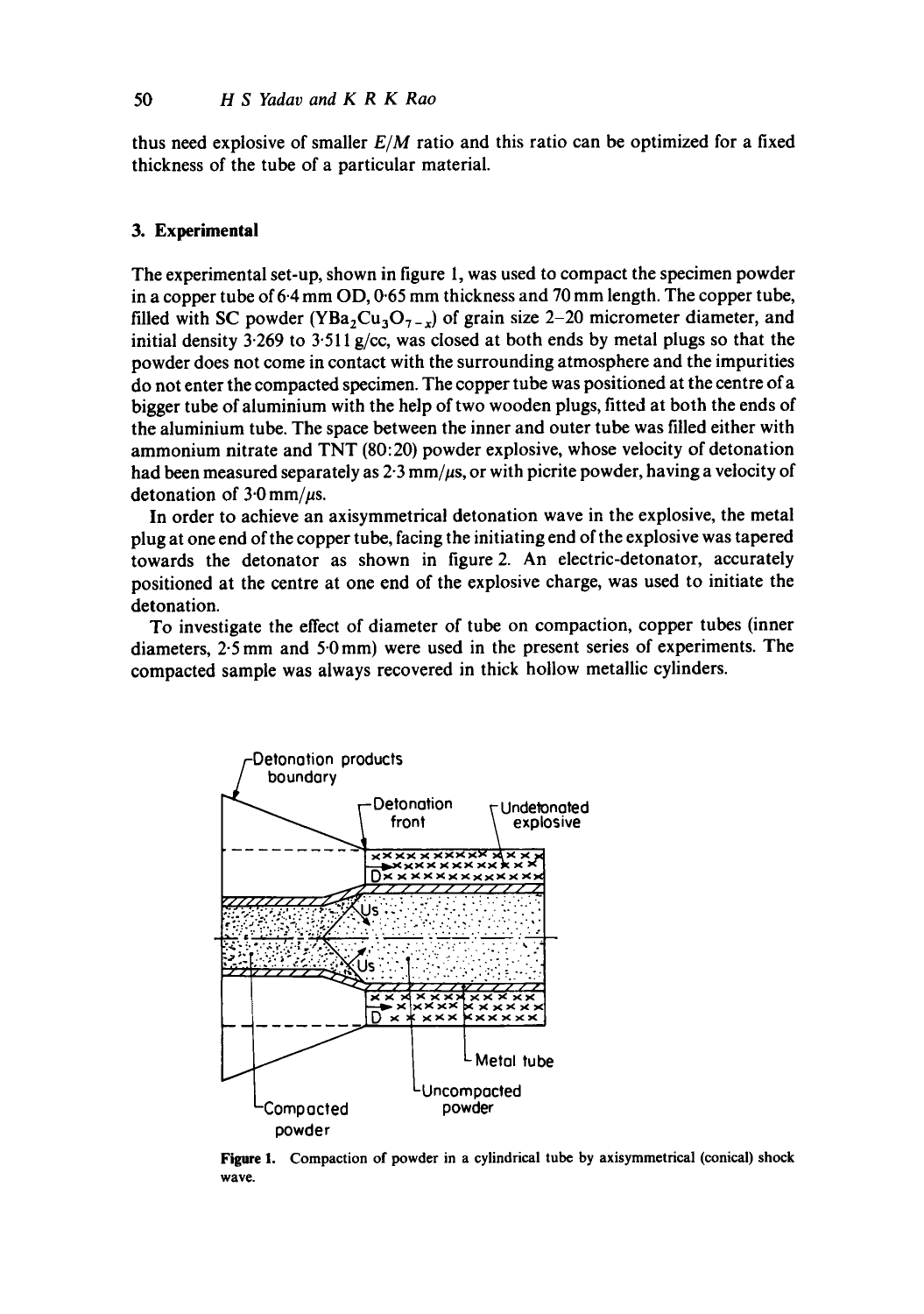thus need explosive of smaller $E/M$ ratio and this ratio can be optimized for a fixed thickness of the tube of a particular material.

## 3. Experimental

The experimental set-up, shown in figure 1, was used to compact the specimen powder in a copper tube of 6·4 mm OD, 0·65 mm thickness and 70 mm length. The copper tube, filled with SC powder ($YBa_2Cu_3O_{7-x}$) of grain size 2–20 micrometer diameter, and initial density 3·269 to 3·511 g/cc, was closed at both ends by metal plugs so that the powder does not come in contact with the surrounding atmosphere and the impurities do not enter the compacted specimen. The copper tube was positioned at the centre of a bigger tube of aluminium with the help of two wooden plugs, fitted at both the ends of the aluminium tube. The space between the inner and outer tube was filled either with ammonium nitrate and TNT (80:20) powder explosive, whose velocity of detonation had been measured separately as 2·3 mm/$\mu$s, or with picrite powder, having a velocity of detonation of 3·0 mm/$\mu$s.

In order to achieve an axisymmetrical detonation wave in the explosive, the metal plug at one end of the copper tube, facing the initiating end of the explosive was tapered towards the detonator as shown in figure 2. An electric-detonator, accurately positioned at the centre at one end of the explosive charge, was used to initiate the detonation.

To investigate the effect of diameter of tube on compaction, copper tubes (inner diameters, 2·5 mm and 5·0 mm) were used in the present series of experiments. The compacted sample was always recovered in thick hollow metallic cylinders.

**Figure 1.** Compaction of powder in a cylindrical tube by axisymmetrical (conical) shock wave.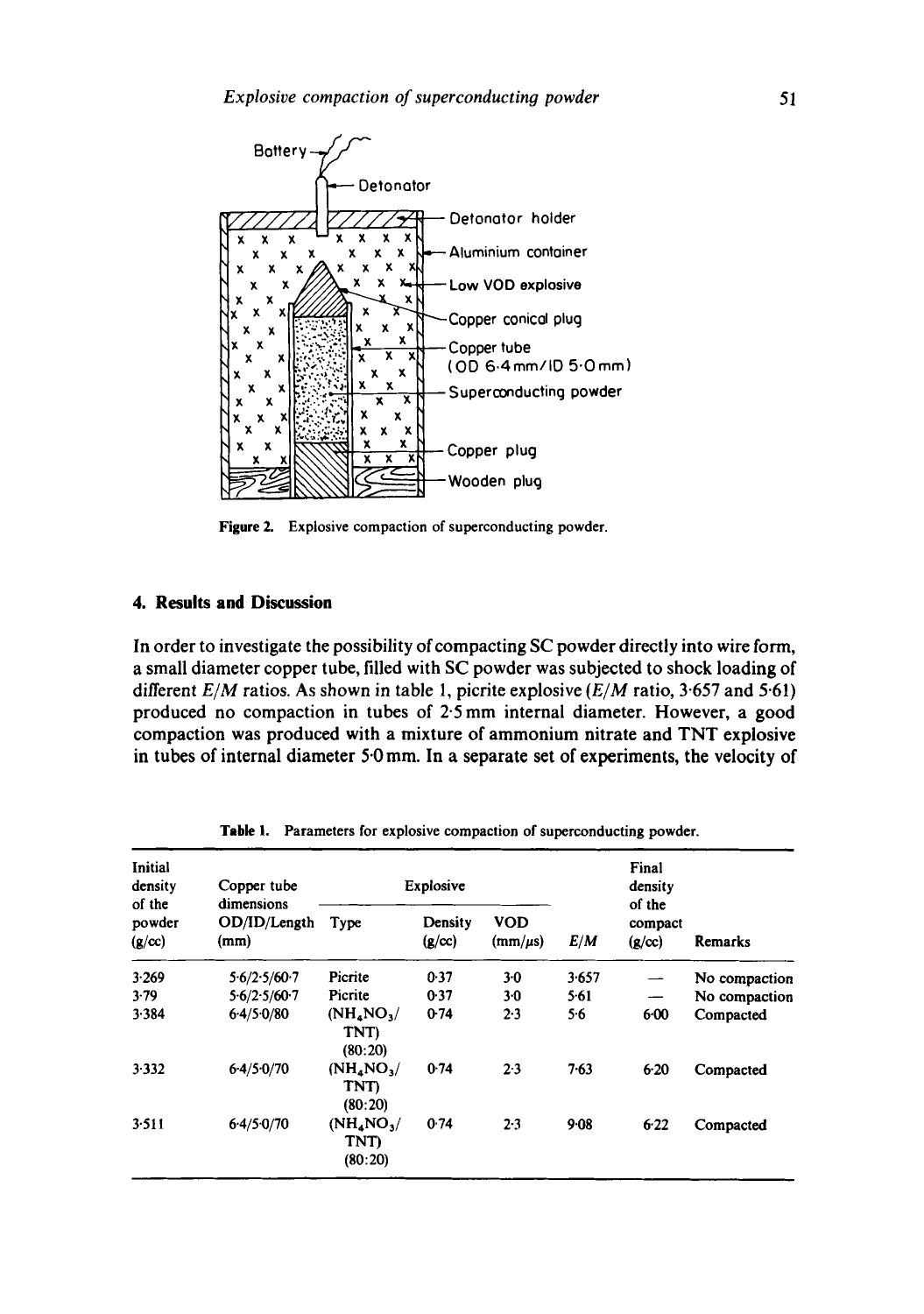Figure 2. Explosive compaction of superconducting powder.

## 4. Results and Discussion

In order to investigate the possibility of compacting SC powder directly into wire form, a small diameter copper tube, filled with SC powder was subjected to shock loading of different $E/M$ ratios. As shown in table 1, picrite explosive ($E/M$ ratio, 3·657 and 5·61) produced no compaction in tubes of 2·5 mm internal diameter. However, a good compaction was produced with a mixture of ammonium nitrate and TNT explosive in tubes of internal diameter 5·0 mm. In a separate set of experiments, the velocity of

**Table 1.** Parameters for explosive compaction of superconducting powder.

| Initial density of the powder (g/cc) | Copper tube dimensions OD/ID/Length (mm) | Explosive | | | $E/M$ | Final density of the compact (g/cc) | Remarks |
|---|---|---|---|---|---|---|---|
| | | Type | Density (g/cc) | VOD (mm/$\mu$s) | | | |
| 3·269 | 5·6/2·5/60·7 | Picrite | 0·37 | 3·0 | 3·657 | — | No compaction |
| 3·79 | 5·6/2·5/60·7 | Picrite | 0·37 | 3·0 | 5·61 | — | No compaction |
| 3·384 | 6·4/5·0/80 | ($NH_4NO_3$/TNT) (80:20) | 0·74 | 2·3 | 5·6 | 6·00 | Compacted |
| 3·332 | 6·4/5·0/70 | ($NH_4NO_3$/TNT) (80:20) | 0·74 | 2·3 | 7·63 | 6·20 | Compacted |
| 3·511 | 6·4/5·0/70 | ($NH_4NO_3$/TNT) (80:20) | 0·74 | 2·3 | 9·08 | 6·22 | Compacted |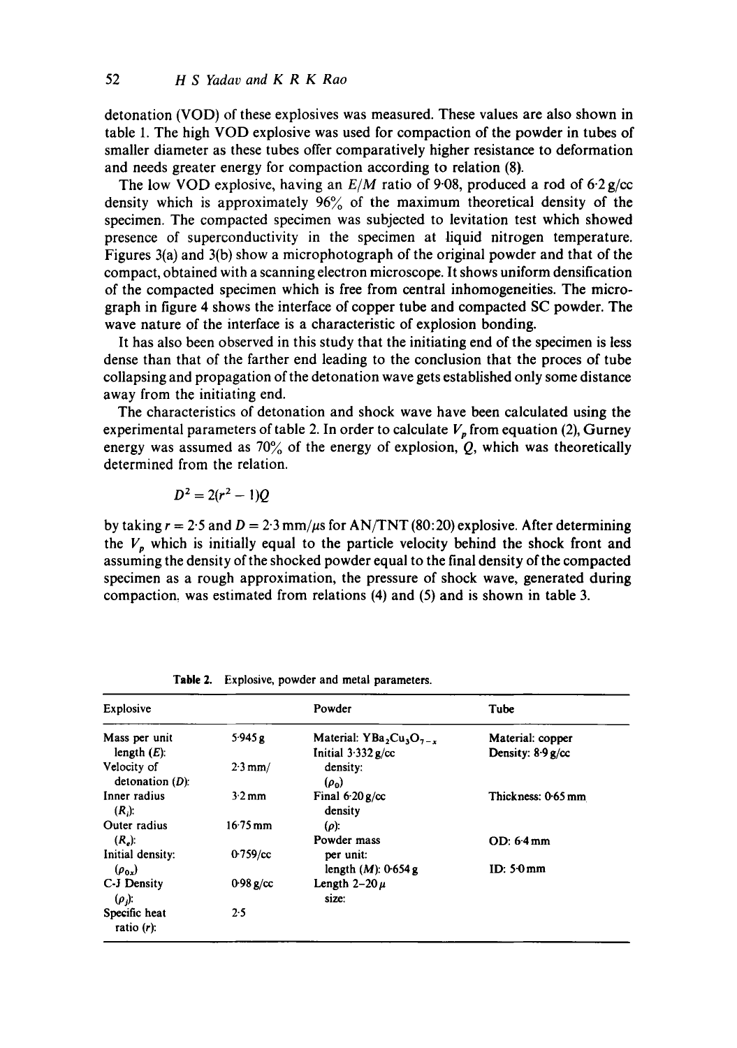detonation (VOD) of these explosives was measured. These values are also shown in table 1. The high VOD explosive was used for compaction of the powder in tubes of smaller diameter as these tubes offer comparatively higher resistance to deformation and needs greater energy for compaction according to relation (8).

The low VOD explosive, having an $E/M$ ratio of 9·08, produced a rod of 6·2 g/cc density which is approximately 96% of the maximum theoretical density of the specimen. The compacted specimen was subjected to levitation test which showed presence of superconductivity in the specimen at liquid nitrogen temperature. Figures 3(a) and 3(b) show a microphotograph of the original powder and that of the compact, obtained with a scanning electron microscope. It shows uniform densification of the compacted specimen which is free from central inhomogeneities. The micrograph in figure 4 shows the interface of copper tube and compacted SC powder. The wave nature of the interface is a characteristic of explosion bonding.

It has also been observed in this study that the initiating end of the specimen is less dense than that of the farther end leading to the conclusion that the proces of tube collapsing and propagation of the detonation wave gets established only some distance away from the initiating end.

The characteristics of detonation and shock wave have been calculated using the experimental parameters of table 2. In order to calculate $V_p$ from equation (2), Gurney energy was assumed as 70% of the energy of explosion, $Q$, which was theoretically determined from the relation.

$$D^2 = 2(r^2 - 1)Q$$

by taking $r = 2{\cdot}5$ and $D = 2{\cdot}3\ \mathrm{mm}/\mu\mathrm{s}$ for AN/TNT (80:20) explosive. After determining the $V_p$ which is initially equal to the particle velocity behind the shock front and assuming the density of the shocked powder equal to the final density of the compacted specimen as a rough approximation, the pressure of shock wave, generated during compaction, was estimated from relations (4) and (5) and is shown in table 3.

**Table 2.** Explosive, powder and metal parameters.

| Explosive | | Powder | Tube |
|---|---|---|---|
| Mass per unit length ($E$): | 5·945 g | Material: $YBa_2Cu_3O_{7-x}$ | Material: copper |
| Velocity of detonation ($D$): | 2·3 mm/ | Initial density: ($\rho_0$) 3·332 g/cc | Density: 8·9 g/cc |
| Inner radius ($R_i$): | 3·2 mm | Final density ($\rho$): 6·20 g/cc | Thickness: 0·65 mm |
| Outer radius ($R_e$): | 16·75 mm | Powder mass per unit length ($M$): 0·654 g | OD: 6·4 mm |
| Initial density: ($\rho_{0x}$) | 0·759/cc | | ID: 5·0 mm |
| C-J Density ($\rho_j$): | 0·98 g/cc | Length size: 2–20 $\mu$ | |
| Specific heat ratio ($r$): | 2·5 | | |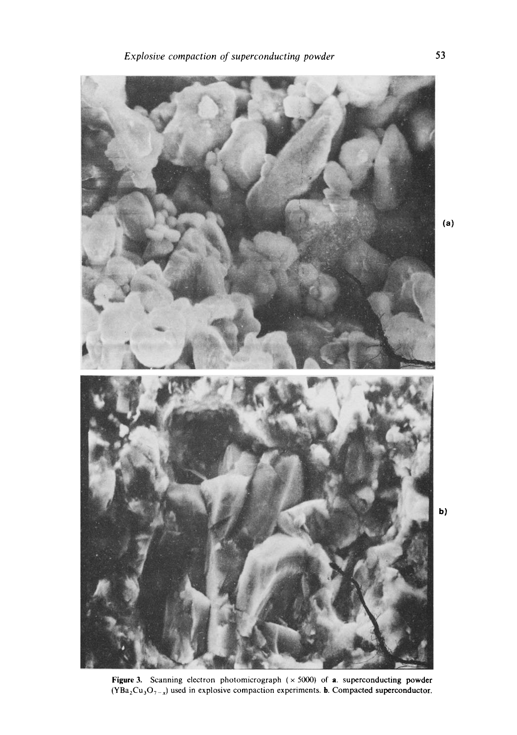(a)

b)

**Figure 3.** Scanning electron photomicrograph (× 5000) of **a**. superconducting powder ($YBa_2Cu_3O_{7-x}$) used in explosive compaction experiments. **b**. Compacted superconductor.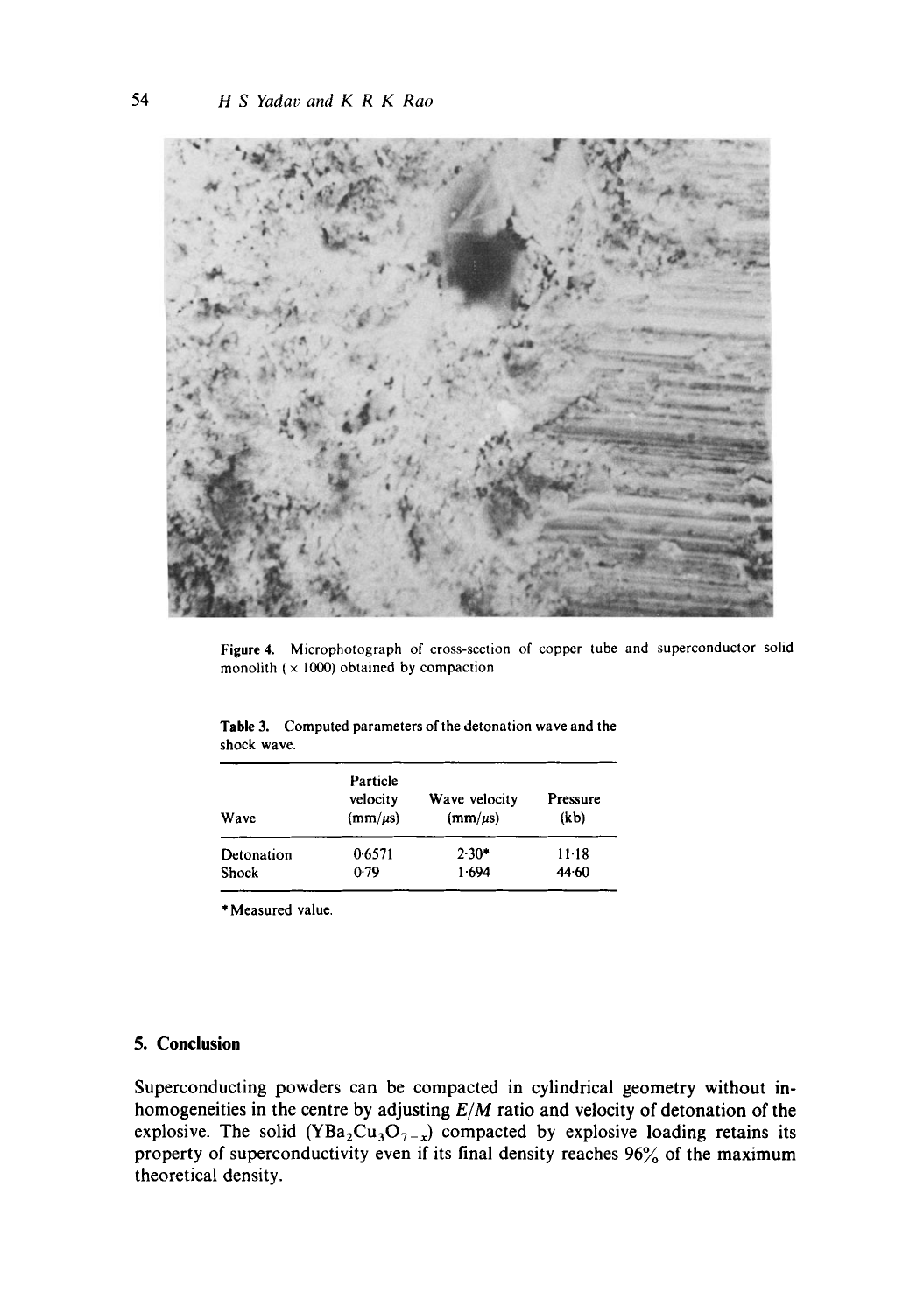Figure 4. Microphotograph of cross-section of copper tube and superconductor solid monolith ( × 1000) obtained by compaction.

Table 3. Computed parameters of the detonation wave and the shock wave.

| Wave | Particle velocity (mm/$\mu$s) | Wave velocity (mm/$\mu$s) | Pressure (kb) |
|---|---|---|---|
| Detonation | 0·6571 | 2·30* | 11·18 |
| Shock | 0·79 | 1·694 | 44·60 |

*Measured value.

## 5. Conclusion

Superconducting powders can be compacted in cylindrical geometry without inhomogeneities in the centre by adjusting $E/M$ ratio and velocity of detonation of the explosive. The solid ($YBa_2Cu_3O_{7-x}$) compacted by explosive loading retains its property of superconductivity even if its final density reaches 96% of the maximum theoretical density.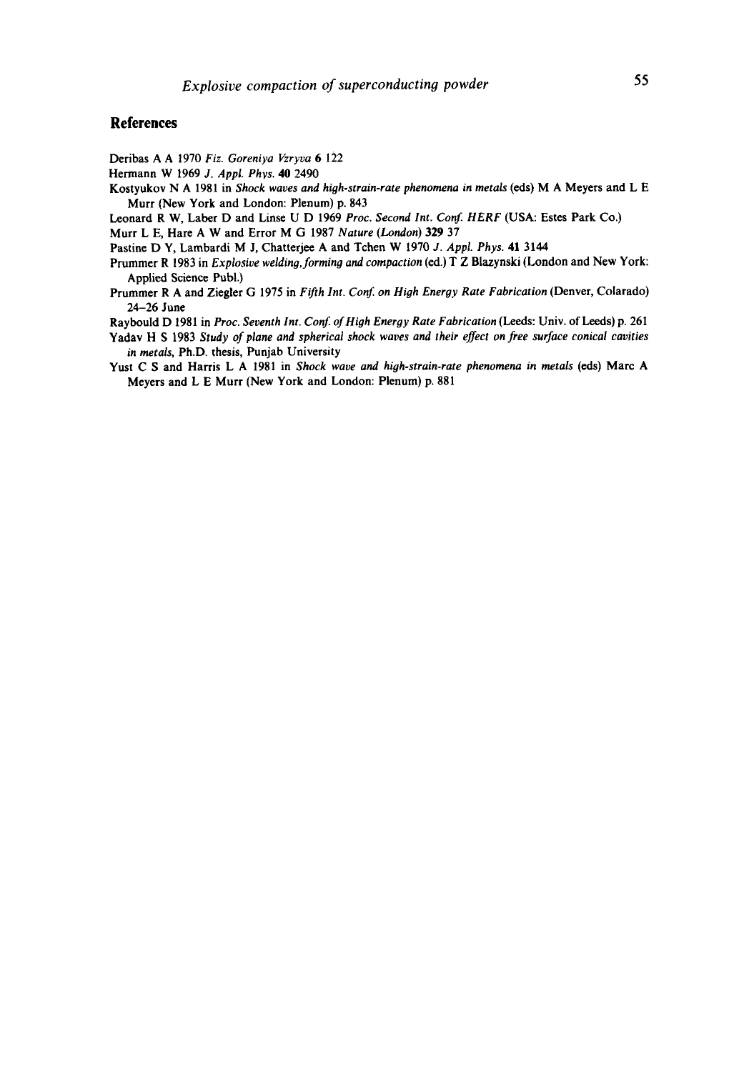## References

Deribas A A 1970 *Fiz. Goreniya Vzryva* **6** 122

Hermann W 1969 *J. Appl. Phys.* **40** 2490

Kostyukov N A 1981 in *Shock waves and high-strain-rate phenomena in metals* (eds) M A Meyers and L E Murr (New York and London: Plenum) p. 843

Leonard R W, Laber D and Linse U D 1969 *Proc. Second Int. Conf. HERF* (USA: Estes Park Co.)

Murr L E, Hare A W and Error M G 1987 *Nature (London)* **329** 37

Pastine D Y, Lambardi M J, Chatterjee A and Tchen W 1970 *J. Appl. Phys.* **41** 3144

Prummer R 1983 in *Explosive welding, forming and compaction* (ed.) T Z Blazynski (London and New York: Applied Science Publ.)

Prummer R A and Ziegler G 1975 in *Fifth Int. Conf. on High Energy Rate Fabrication* (Denver, Colarado) 24–26 June

Raybould D 1981 in *Proc. Seventh Int. Conf. of High Energy Rate Fabrication* (Leeds: Univ. of Leeds) p. 261

Yadav H S 1983 *Study of plane and spherical shock waves and their effect on free surface conical cavities in metals*, Ph.D. thesis, Punjab University

Yust C S and Harris L A 1981 in *Shock wave and high-strain-rate phenomena in metals* (eds) Marc A Meyers and L E Murr (New York and London: Plenum) p. 881